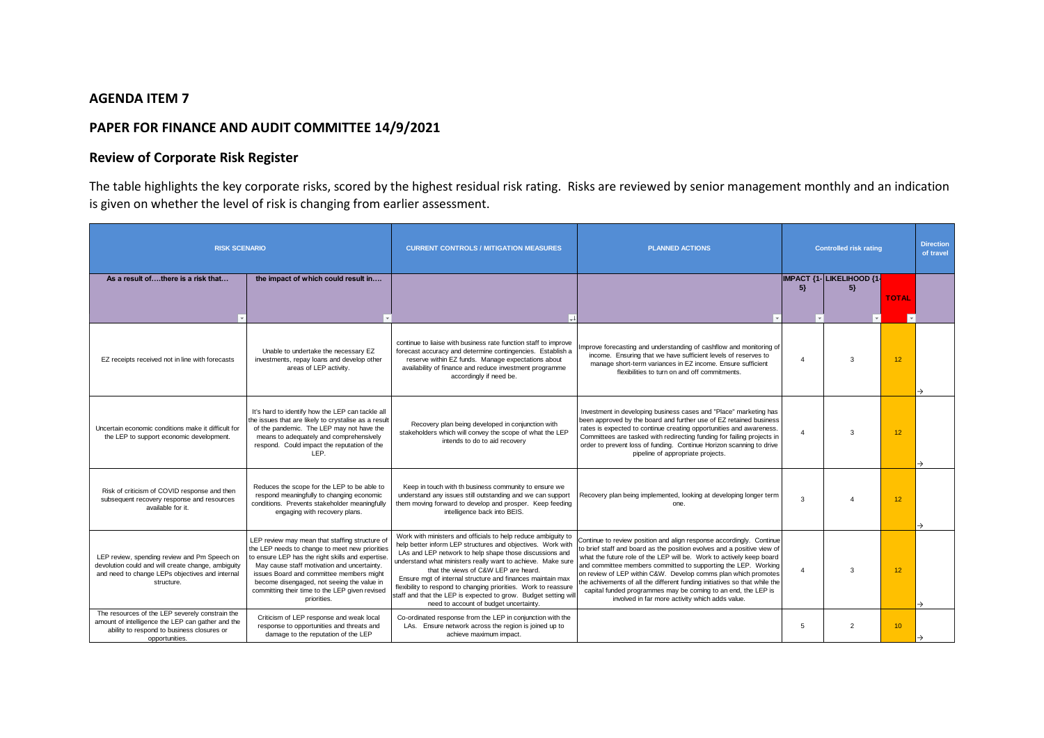## AGENDA ITEM 7

## PAPER FOR FINANCE AND AUDIT COMMITTEE 14/9/2021

## Review of Corporate Risk Register

The table highlights the key corporate risks, scored by the highest residual risk rating. Risks are reviewed by senior management monthly and an indication is given on whether the level of risk is changing from earlier assessment.

| RISK SCENARIO | | CURRENT CONTROLS / MITIGATION MEASURES | PLANNED ACTIONS | Controlled risk rating | | | Direction of travel |
|---|---|---|---|---|---|---|---|
| As a result of….there is a risk that… | the impact of which could result in…. | | | IMPACT {1-5} | LIKELIHOOD {1-5} | TOTAL | |
| EZ receipts received not in line with forecasts | Unable to undertake the necessary EZ investments, repay loans and develop other areas of LEP activity. | continue to liaise with business rate function staff to improve forecast accuracy and determine contingencies. Establish a reserve within EZ funds. Manage expectations about availability of finance and reduce investment programme accordingly if need be. | Improve forecasting and understanding of cashflow and monitoring of income. Ensuring that we have sufficient levels of reserves to manage short-term variances in EZ income. Ensure sufficient flexibilities to turn on and off commitments. | 4 | 3 | 12 | → |
| Uncertain economic conditions make it difficult for the LEP to support economic development. | It's hard to identify how the LEP can tackle all the issues that are likely to crystalise as a result of the pandemic. The LEP may not have the means to adequately and comprehensively respond. Could impact the reputation of the LEP. | Recovery plan being developed in conjunction with stakeholders which will convey the scope of what the LEP intends to do to aid recovery | Investment in developing business cases and "Place" marketing has been approved by the board and further use of EZ retained business rates is expected to continue creating opportunities and awareness. Committees are tasked with redirecting funding for failing projects in order to prevent loss of funding. Continue Horizon scanning to drive pipeline of appropriate projects. | 4 | 3 | 12 | → |
| Risk of criticism of COVID response and then subsequent recovery response and resources available for it. | Reduces the scope for the LEP to be able to respond meaningfully to changing economic conditions. Prevents stakeholder meaningfully engaging with recovery plans. | Keep in touch with th business community to ensure we understand any issues still outstanding and we can support them moving forward to develop and prosper. Keep feeding intelligence back into BEIS. | Recovery plan being implemented, looking at developing longer term one. | 3 | 4 | 12 | → |
| LEP review, spending review and Pm Speech on devolution could and will create change, ambiguity and need to change LEPs objectives and internal structure. | LEP review may mean that staffing structure of the LEP needs to change to meet new priorities to ensure LEP has the right skills and expertise. May cause staff motivation and uncertainty. issues Board and committee members might become disengaged, not seeing the value in committing their time to the LEP given revised priorities. | Work with ministers and officials to help reduce ambiguity to help better inform LEP structures and objectives. Work with LAs and LEP network to help shape those discussions and understand what ministers really want to achieve. Make sure that the views of C&W LEP are heard. Ensure mgt of internal structure and finances maintain max flexibility to respond to changing priorities. Work to reassure staff and that the LEP is expected to grow. Budget setting will need to account of budget uncertainty. | Continue to review position and align response accordingly. Continue to brief staff and board as the position evolves and a positive view of what the future role of the LEP will be. Work to actively keep board and committee members committed to supporting the LEP. Working on review of LEP within C&W. Develop comms plan which promotes the achivements of all the different funding initiatives so that while the capital funded programmes may be coming to an end, the LEP is involved in far more activity which adds value. | 4 | 3 | 12 | → |
| The resources of the LEP severely constrain the amount of intelligence the LEP can gather and the ability to respond to business closures or opportunities. | Criticism of LEP response and weak local response to opportunities and threats and damage to the reputation of the LEP | Co-ordinated response from the LEP in conjunction with the LAs. Ensure network across the region is joined up to achieve maximum impact. | | 5 | 2 | 10 | → |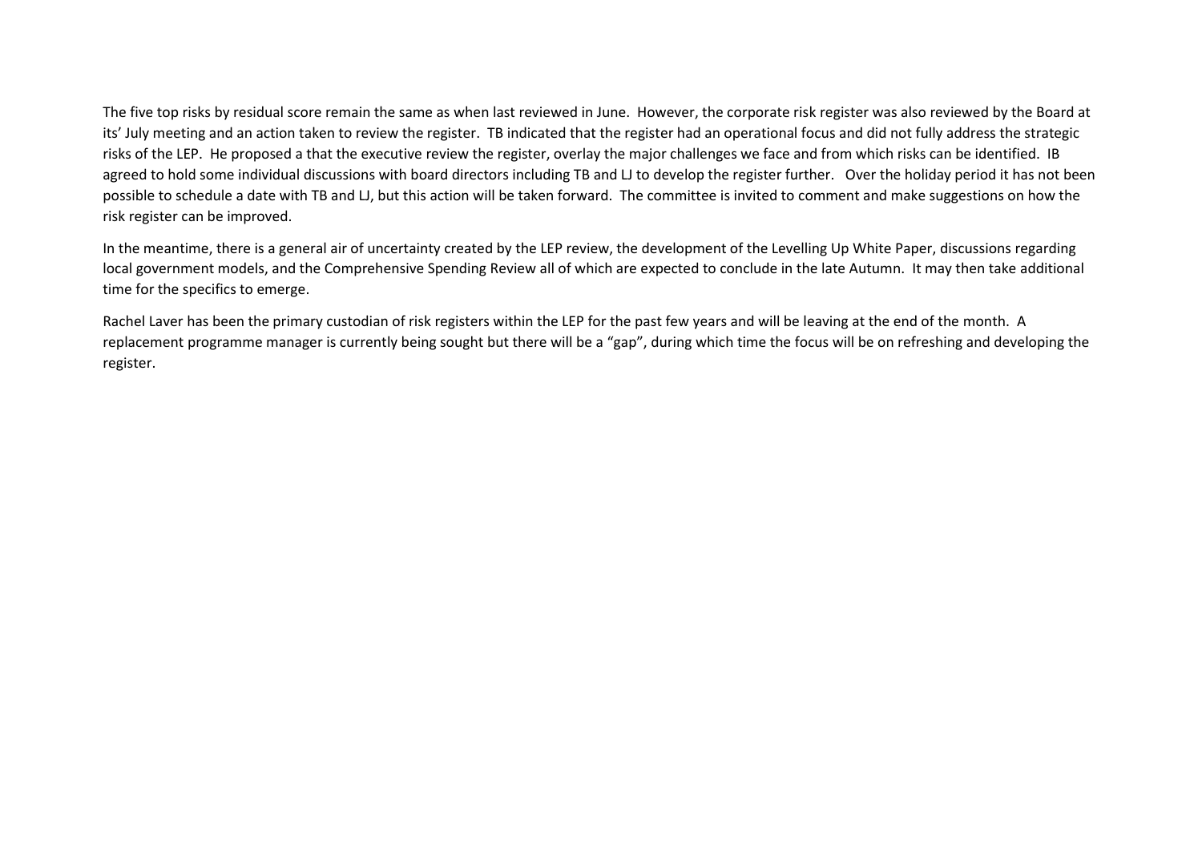The five top risks by residual score remain the same as when last reviewed in June. However, the corporate risk register was also reviewed by the Board at its' July meeting and an action taken to review the register. TB indicated that the register had an operational focus and did not fully address the strategic risks of the LEP. He proposed a that the executive review the register, overlay the major challenges we face and from which risks can be identified. IB agreed to hold some individual discussions with board directors including TB and LJ to develop the register further. Over the holiday period it has not been possible to schedule a date with TB and LJ, but this action will be taken forward. The committee is invited to comment and make suggestions on how the risk register can be improved.

In the meantime, there is a general air of uncertainty created by the LEP review, the development of the Levelling Up White Paper, discussions regarding local government models, and the Comprehensive Spending Review all of which are expected to conclude in the late Autumn. It may then take additional time for the specifics to emerge.

Rachel Laver has been the primary custodian of risk registers within the LEP for the past few years and will be leaving at the end of the month. A replacement programme manager is currently being sought but there will be a "gap", during which time the focus will be on refreshing and developing the register.